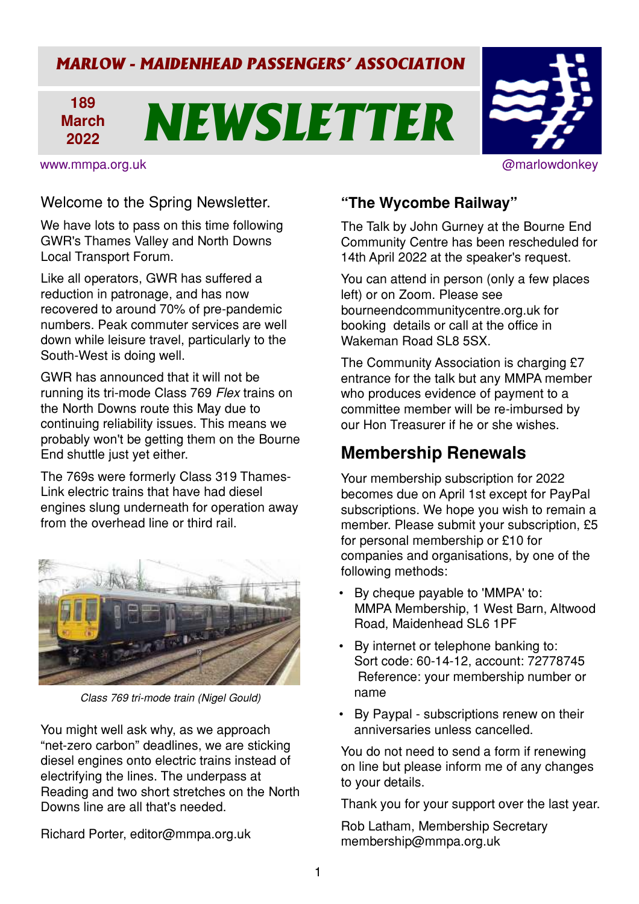# MARLOW - MAIDENHEAD PASSENGERS' ASSOCIATION

**189 March 2022**

# NEWSLETTER

www.mmpa.org.uk

@marlowdonkey

Welcome to the Spring Newsletter.

We have lots to pass on this time following GWR's Thames Valley and North Downs Local Transport Forum.

Like all operators, GWR has suffered a reduction in patronage, and has now recovered to around 70% of pre-pandemic numbers. Peak commuter services are well down while leisure travel, particularly to the South-West is doing well.

GWR has announced that it will not be running its tri-mode Class 769 *Flex* trains on the North Downs route this May due to continuing reliability issues. This means we probably won't be getting them on the Bourne End shuttle just yet either.

The 769s were formerly Class 319 Thames-Link electric trains that have had diesel engines slung underneath for operation away from the overhead line or third rail.

*Class 769 tri-mode train (Nigel Gould)*

You might well ask why, as we approach "net-zero carbon" deadlines, we are sticking diesel engines onto electric trains instead of electrifying the lines. The underpass at Reading and two short stretches on the North Downs line are all that's needed.

Richard Porter, editor@mmpa.org.uk

## "The Wycombe Railway"

The Talk by John Gurney at the Bourne End Community Centre has been rescheduled for 14th April 2022 at the speaker's request.

You can attend in person (only a few places left) or on Zoom. Please see bourneendcommunitycentre.org.uk for booking details or call at the office in Wakeman Road SL8 5SX.

The Community Association is charging £7 entrance for the talk but any MMPA member who produces evidence of payment to a committee member will be re-imbursed by our Hon Treasurer if he or she wishes.

## Membership Renewals

Your membership subscription for 2022 becomes due on April 1st except for PayPal subscriptions. We hope you wish to remain a member. Please submit your subscription, £5 for personal membership or £10 for companies and organisations, by one of the following methods:

- By cheque payable to 'MMPA' to: MMPA Membership, 1 West Barn, Altwood Road, Maidenhead SL6 1PF
- By internet or telephone banking to: Sort code: 60-14-12, account: 72778745 Reference: your membership number or name
- By Paypal - subscriptions renew on their anniversaries unless cancelled.

You do not need to send a form if renewing on line but please inform me of any changes to your details.

Thank you for your support over the last year.

Rob Latham, Membership Secretary
membership@mmpa.org.uk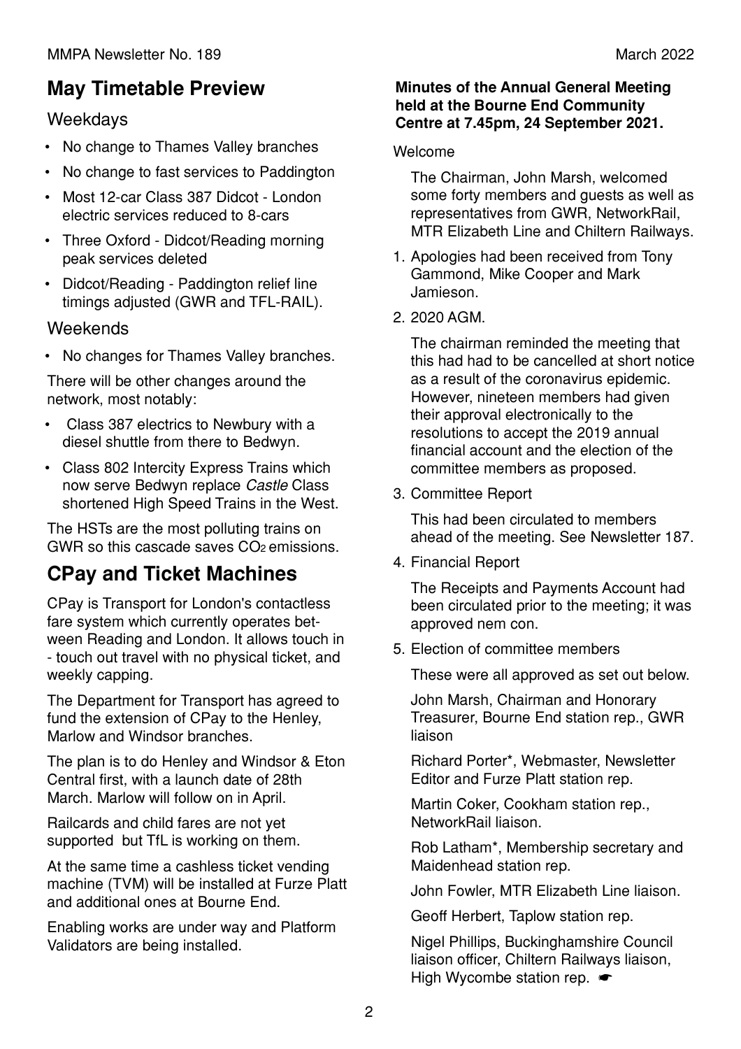## May Timetable Preview

### Weekdays

- No change to Thames Valley branches
- No change to fast services to Paddington
- Most 12-car Class 387 Didcot - London electric services reduced to 8-cars
- Three Oxford - Didcot/Reading morning peak services deleted
- Didcot/Reading - Paddington relief line timings adjusted (GWR and TFL-RAIL).

### Weekends

- No changes for Thames Valley branches.

There will be other changes around the network, most notably:

- Class 387 electrics to Newbury with a diesel shuttle from there to Bedwyn.
- Class 802 Intercity Express Trains which now serve Bedwyn replace *Castle* Class shortened High Speed Trains in the West.

The HSTs are the most polluting trains on GWR so this cascade saves $CO_2$ emissions.

## CPay and Ticket Machines

CPay is Transport for London's contactless fare system which currently operates between Reading and London. It allows touch in - touch out travel with no physical ticket, and weekly capping.

The Department for Transport has agreed to fund the extension of CPay to the Henley, Marlow and Windsor branches.

The plan is to do Henley and Windsor & Eton Central first, with a launch date of 28th March. Marlow will follow on in April.

Railcards and child fares are not yet supported but TfL is working on them.

At the same time a cashless ticket vending machine (TVM) will be installed at Furze Platt and additional ones at Bourne End.

Enabling works are under way and Platform Validators are being installed.

**Minutes of the Annual General Meeting held at the Bourne End Community Centre at 7.45pm, 24 September 2021.**

Welcome

The Chairman, John Marsh, welcomed some forty members and guests as well as representatives from GWR, NetworkRail, MTR Elizabeth Line and Chiltern Railways.

1. Apologies had been received from Tony Gammond, Mike Cooper and Mark Jamieson.
2. 2020 AGM.

   The chairman reminded the meeting that this had had to be cancelled at short notice as a result of the coronavirus epidemic. However, nineteen members had given their approval electronically to the resolutions to accept the 2019 annual financial account and the election of the committee members as proposed.
3. Committee Report

   This had been circulated to members ahead of the meeting. See Newsletter 187.
4. Financial Report

   The Receipts and Payments Account had been circulated prior to the meeting; it was approved nem con.
5. Election of committee members

   These were all approved as set out below.

   John Marsh, Chairman and Honorary Treasurer, Bourne End station rep., GWR liaison

   Richard Porter*, Webmaster, Newsletter Editor and Furze Platt station rep.

   Martin Coker, Cookham station rep., NetworkRail liaison.

   Rob Latham*, Membership secretary and Maidenhead station rep.

   John Fowler, MTR Elizabeth Line liaison.

   Geoff Herbert, Taplow station rep.

   Nigel Phillips, Buckinghamshire Council liaison officer, Chiltern Railways liaison, High Wycombe station rep. ☛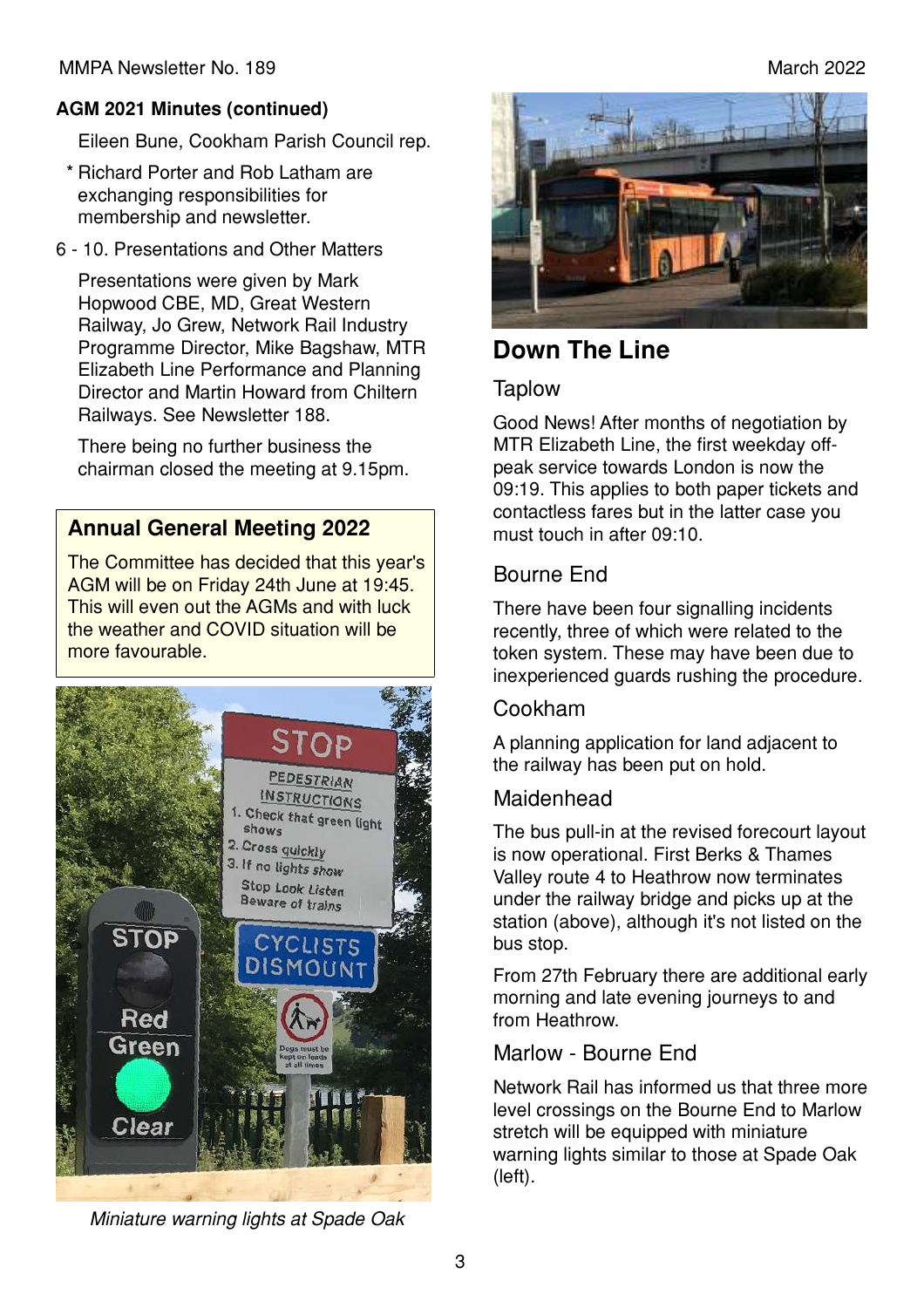**AGM 2021 Minutes (continued)**

Eileen Bune, Cookham Parish Council rep.

* Richard Porter and Rob Latham are exchanging responsibilities for membership and newsletter.

6 - 10. Presentations and Other Matters

Presentations were given by Mark Hopwood CBE, MD, Great Western Railway, Jo Grew, Network Rail Industry Programme Director, Mike Bagshaw, MTR Elizabeth Line Performance and Planning Director and Martin Howard from Chiltern Railways. See Newsletter 188.

There being no further business the chairman closed the meeting at 9.15pm.

## Annual General Meeting 2022

The Committee has decided that this year's AGM will be on Friday 24th June at 19:45. This will even out the AGMs and with luck the weather and COVID situation will be more favourable.

*Miniature warning lights at Spade Oak*

## Down The Line

### Taplow

Good News! After months of negotiation by MTR Elizabeth Line, the first weekday off-peak service towards London is now the 09:19. This applies to both paper tickets and contactless fares but in the latter case you must touch in after 09:10.

### Bourne End

There have been four signalling incidents recently, three of which were related to the token system. These may have been due to inexperienced guards rushing the procedure.

### Cookham

A planning application for land adjacent to the railway has been put on hold.

### Maidenhead

The bus pull-in at the revised forecourt layout is now operational. First Berks & Thames Valley route 4 to Heathrow now terminates under the railway bridge and picks up at the station (above), although it's not listed on the bus stop.

From 27th February there are additional early morning and late evening journeys to and from Heathrow.

### Marlow - Bourne End

Network Rail has informed us that three more level crossings on the Bourne End to Marlow stretch will be equipped with miniature warning lights similar to those at Spade Oak (left).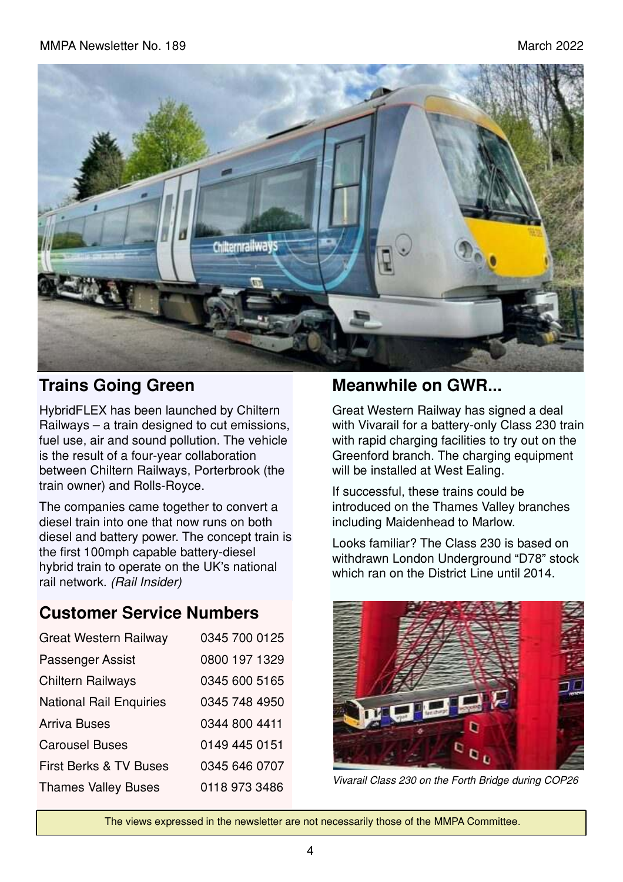## Trains Going Green

HybridFLEX has been launched by Chiltern Railways – a train designed to cut emissions, fuel use, air and sound pollution. The vehicle is the result of a four-year collaboration between Chiltern Railways, Porterbrook (the train owner) and Rolls-Royce.

The companies came together to convert a diesel train into one that now runs on both diesel and battery power. The concept train is the first 100mph capable battery-diesel hybrid train to operate on the UK's national rail network. *(Rail Insider)*

## Customer Service Numbers

| | |
|---|---|
| Great Western Railway | 0345 700 0125 |
| Passenger Assist | 0800 197 1329 |
| Chiltern Railways | 0345 600 5165 |
| National Rail Enquiries | 0345 748 4950 |
| Arriva Buses | 0344 800 4411 |
| Carousel Buses | 0149 445 0151 |
| First Berks & TV Buses | 0345 646 0707 |
| Thames Valley Buses | 0118 973 3486 |

## Meanwhile on GWR...

Great Western Railway has signed a deal with Vivarail for a battery-only Class 230 train with rapid charging facilities to try out on the Greenford branch. The charging equipment will be installed at West Ealing.

If successful, these trains could be introduced on the Thames Valley branches including Maidenhead to Marlow.

Looks familiar? The Class 230 is based on withdrawn London Underground "D78" stock which ran on the District Line until 2014.

*Vivarail Class 230 on the Forth Bridge during COP26*

The views expressed in the newsletter are not necessarily those of the MMPA Committee.